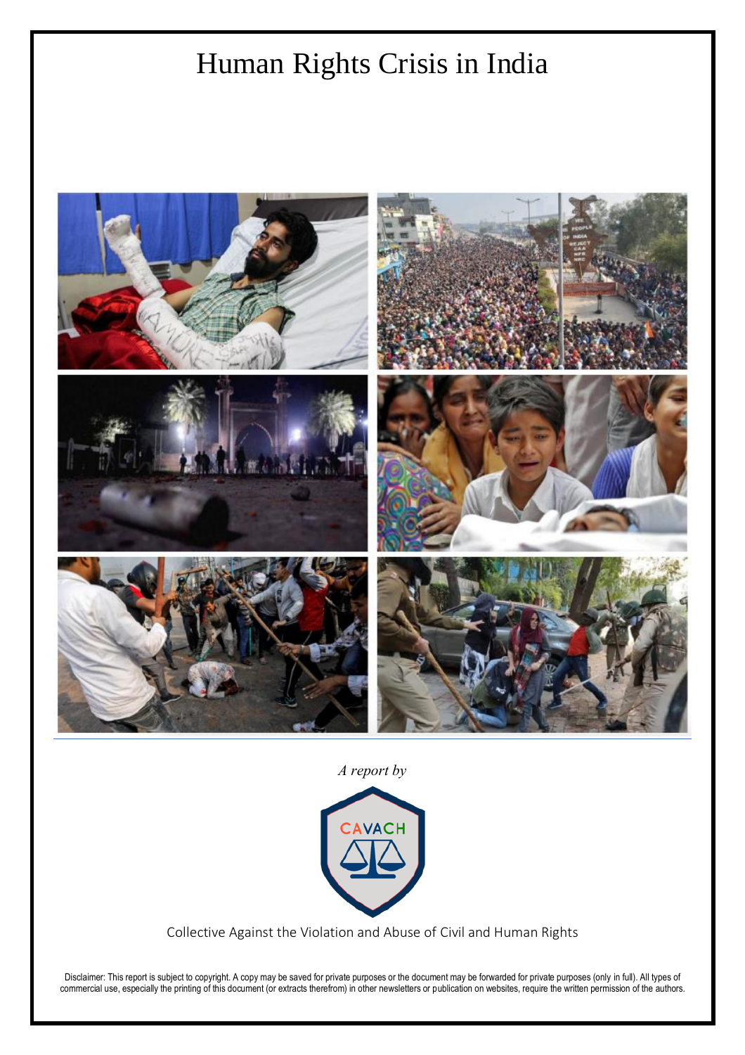# Human Rights Crisis in India

*A report by*

CAVACH

Collective Against the Violation and Abuse of Civil and Human Rights

Disclaimer: This report is subject to copyright. A copy may be saved for private purposes or the document may be forwarded for private purposes (only in full). All types of commercial use, especially the printing of this document (or extracts therefrom) in other newsletters or publication on websites, require the written permission of the authors.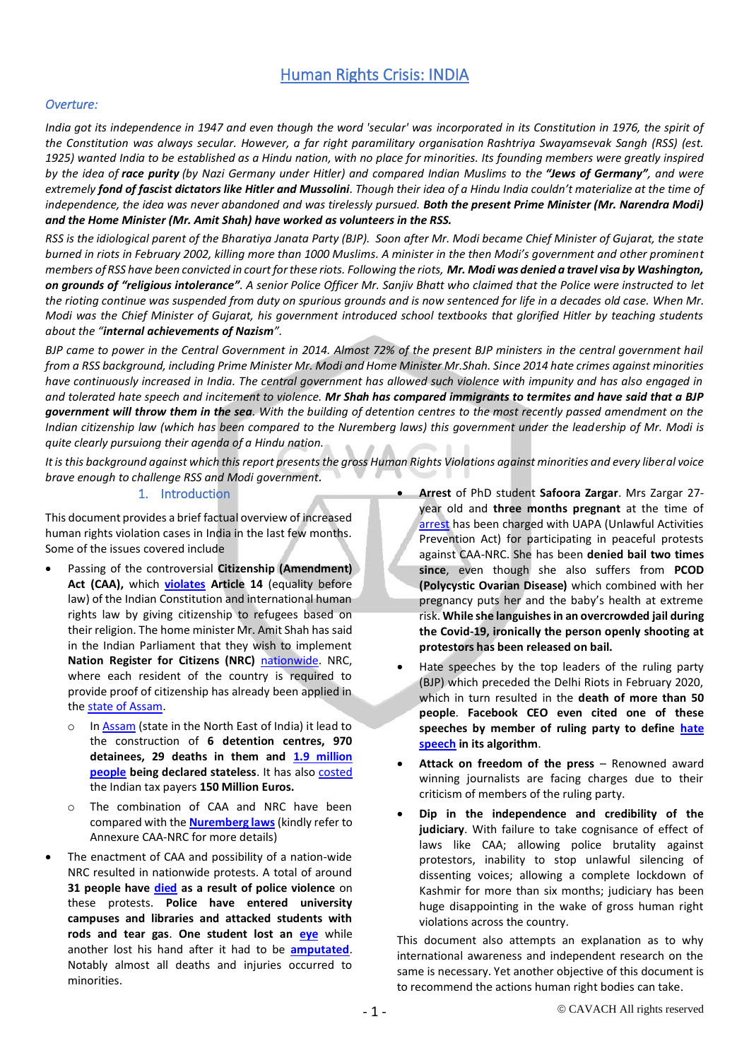# Human Rights Crisis: INDIA

*Overture:*

*India got its independence in 1947 and even though the word 'secular' was incorporated in its Constitution in 1976, the spirit of the Constitution was always secular. However, a far right paramilitary organisation Rashtriya Swayamsevak Sangh (RSS) (est. 1925) wanted India to be established as a Hindu nation, with no place for minorities. Its founding members were greatly inspired by the idea of **race purity** (by Nazi Germany under Hitler) and compared Indian Muslims to the **"Jews of Germany"**, and were extremely **fond of fascist dictators like Hitler and Mussolini**. Though their idea of a Hindu India couldn't materialize at the time of independence, the idea was never abandoned and was tirelessly pursued. **Both the present Prime Minister (Mr. Narendra Modi) and the Home Minister (Mr. Amit Shah) have worked as volunteers in the RSS.***

*RSS is the idiological parent of the Bharatiya Janata Party (BJP). Soon after Mr. Modi became Chief Minister of Gujarat, the state burned in riots in February 2002, killing more than 1000 Muslims. A minister in the then Modi's government and other prominent members of RSS have been convicted in court for these riots. Following the riots, **Mr. Modi was denied a travel visa by Washington, on grounds of "religious intolerance"**. A senior Police Officer Mr. Sanjiv Bhatt who claimed that the Police were instructed to let the rioting continue was suspended from duty on spurious grounds and is now sentenced for life in a decades old case. When Mr. Modi was the Chief Minister of Gujarat, his government introduced school textbooks that glorified Hitler by teaching students about the "**internal achievements of Nazism**".*

*BJP came to power in the Central Government in 2014. Almost 72% of the present BJP ministers in the central government hail from a RSS background, including Prime Minister Mr. Modi and Home Minister Mr.Shah. Since 2014 hate crimes against minorities have continuously increased in India. The central government has allowed such violence with impunity and has also engaged in and tolerated hate speech and incitement to violence. **Mr Shah has compared immigrants to termites and have said that a BJP government will throw them in the sea**. With the building of detention centres to the most recently passed amendment on the Indian citizenship law (which has been compared to the Nuremberg laws) this government under the leadership of Mr. Modi is quite clearly pursuiong their agenda of a Hindu nation.*

*It is this background against which this report presents the gross Human Rights Violations against minorities and every liberal voice brave enough to challenge RSS and Modi government.*

## 1. Introduction

This document provides a brief factual overview of increased human rights violation cases in India in the last few months. Some of the issues covered include

- Passing of the controversial **Citizenship (Amendment) Act (CAA),** which **violates Article 14** (equality before law) of the Indian Constitution and international human rights law by giving citizenship to refugees based on their religion. The home minister Mr. Amit Shah has said in the Indian Parliament that they wish to implement **Nation Register for Citizens (NRC)** nationwide. NRC, where each resident of the country is required to provide proof of citizenship has already been applied in the state of Assam.
  - In Assam (state in the North East of India) it lead to the construction of **6 detention centres, 970 detainees, 29 deaths in them and 1.9 million people being declared stateless**. It has also costed the Indian tax payers **150 Million Euros.**
  - The combination of CAA and NRC have been compared with the **Nuremberg laws** (kindly refer to Annexure CAA-NRC for more details)
- The enactment of CAA and possibility of a nation-wide NRC resulted in nationwide protests. A total of around **31 people have died as a result of police violence** on these protests. **Police have entered university campuses and libraries and attacked students with rods and tear gas. One student lost an eye** while another lost his hand after it had to be **amputated**. Notably almost all deaths and injuries occurred to minorities.
- **Arrest** of PhD student **Safoora Zargar**. Mrs Zargar 27-year old and **three months pregnant** at the time of arrest has been charged with UAPA (Unlawful Activities Prevention Act) for participating in peaceful protests against CAA-NRC. She has been **denied bail two times since**, even though she also suffers from **PCOD (Polycystic Ovarian Disease)** which combined with her pregnancy puts her and the baby's health at extreme risk. **While she languishes in an overcrowded jail during the Covid-19, ironically the person openly shooting at protestors has been released on bail.**
- Hate speeches by the top leaders of the ruling party (BJP) which preceded the Delhi Riots in February 2020, which in turn resulted in the **death of more than 50 people**. **Facebook CEO even cited one of these speeches by member of ruling party to define hate speech in its algorithm**.
- **Attack on freedom of the press** – Renowned award winning journalists are facing charges due to their criticism of members of the ruling party.
- **Dip in the independence and credibility of the judiciary**. With failure to take cognisance of effect of laws like CAA; allowing police brutality against protestors, inability to stop unlawful silencing of dissenting voices; allowing a complete lockdown of Kashmir for more than six months; judiciary has been huge disappointing in the wake of gross human right violations across the country.

This document also attempts an explanation as to why international awareness and independent research on the same is necessary. Yet another objective of this document is to recommend the actions human right bodies can take.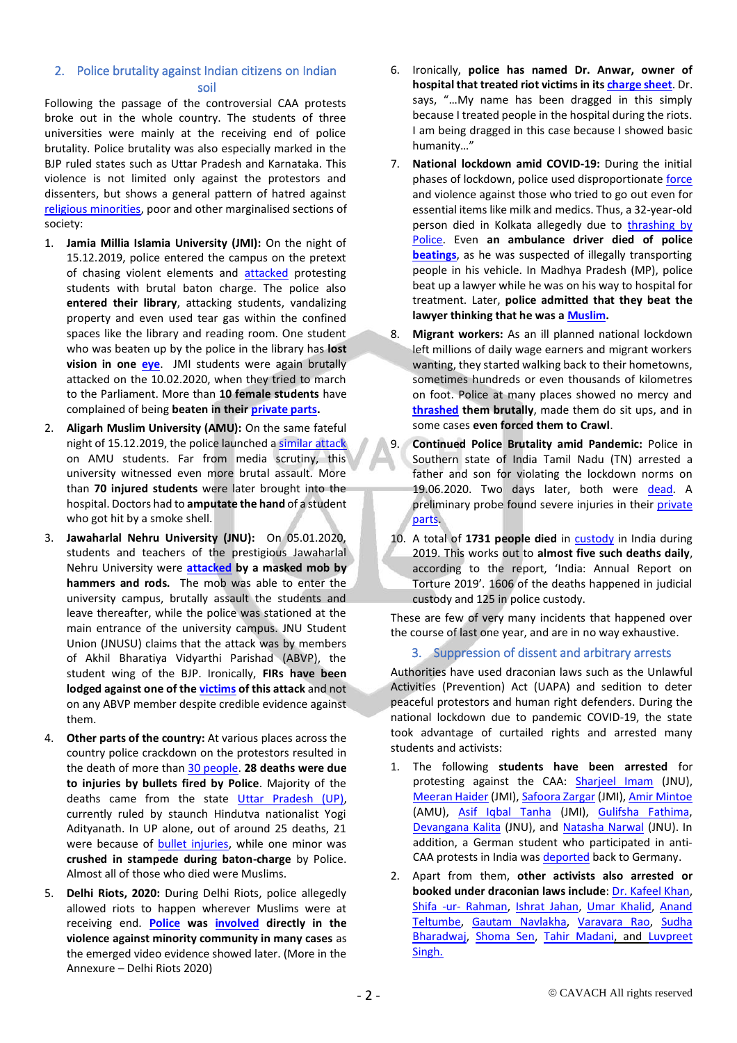## 2. Police brutality against Indian citizens on Indian soil

Following the passage of the controversial CAA protests broke out in the whole country. The students of three universities were mainly at the receiving end of police brutality. Police brutality was also especially marked in the BJP ruled states such as Uttar Pradesh and Karnataka. This violence is not limited only against the protestors and dissenters, but shows a general pattern of hatred against religious minorities, poor and other marginalised sections of society:

1. **Jamia Millia Islamia University (JMI):** On the night of 15.12.2019, police entered the campus on the pretext of chasing violent elements and attacked protesting students with brutal baton charge. The police also **entered their library**, attacking students, vandalizing property and even used tear gas within the confined spaces like the library and reading room. One student who was beaten up by the police in the library has **lost vision in one eye**. JMI students were again brutally attacked on the 10.02.2020, when they tried to march to the Parliament. More than **10 female students** have complained of being **beaten in their private parts.**
2. **Aligarh Muslim University (AMU):** On the same fateful night of 15.12.2019, the police launched a similar attack on AMU students. Far from media scrutiny, this university witnessed even more brutal assault. More than **70 injured students** were later brought into the hospital. Doctors had to **amputate the hand** of a student who got hit by a smoke shell.
3. **Jawaharlal Nehru University (JNU):** On 05.01.2020, students and teachers of the prestigious Jawaharlal Nehru University were **attacked by a masked mob by hammers and rods.** The mob was able to enter the university campus, brutally assault the students and leave thereafter, while the police was stationed at the main entrance of the university campus. JNU Student Union (JNUSU) claims that the attack was by members of Akhil Bharatiya Vidyarthi Parishad (ABVP), the student wing of the BJP. Ironically, **FIRs have been lodged against one of the victims of this attack** and not on any ABVP member despite credible evidence against them.
4. **Other parts of the country:** At various places across the country police crackdown on the protestors resulted in the death of more than 30 people. **28 deaths were due to injuries by bullets fired by Police.** Majority of the deaths came from the state Uttar Pradesh (UP), currently ruled by staunch Hindutva nationalist Yogi Adityanath. In UP alone, out of around 25 deaths, 21 were because of bullet injuries, while one minor was **crushed in stampede during baton-charge** by Police. Almost all of those who died were Muslims.
5. **Delhi Riots, 2020:** During Delhi Riots, police allegedly allowed riots to happen wherever Muslims were at receiving end. **Police was involved directly in the violence against minority community in many cases** as the emerged video evidence showed later. (More in the Annexure – Delhi Riots 2020)
6. Ironically, **police has named Dr. Anwar, owner of hospital that treated riot victims in its charge sheet**. Dr. says, "…My name has been dragged in this simply because I treated people in the hospital during the riots. I am being dragged in this case because I showed basic humanity…"
7. **National lockdown amid COVID-19:** During the initial phases of lockdown, police used disproportionate force and violence against those who tried to go out even for essential items like milk and medics. Thus, a 32-year-old person died in Kolkata allegedly due to thrashing by Police. Even **an ambulance driver died of police beatings**, as he was suspected of illegally transporting people in his vehicle. In Madhya Pradesh (MP), police beat up a lawyer while he was on his way to hospital for treatment. Later, **police admitted that they beat the lawyer thinking that he was a Muslim.**
8. **Migrant workers:** As an ill planned national lockdown left millions of daily wage earners and migrant workers wanting, they started walking back to their hometowns, sometimes hundreds or even thousands of kilometres on foot. Police at many places showed no mercy and **thrashed them brutally**, made them do sit ups, and in some cases **even forced them to Crawl**.
9. **Continued Police Brutality amid Pandemic:** Police in Southern state of India Tamil Nadu (TN) arrested a father and son for violating the lockdown norms on 19.06.2020. Two days later, both were dead. A preliminary probe found severe injuries in their private parts.
10. A total of **1731 people died** in custody in India during 2019. This works out to **almost five such deaths daily**, according to the report, 'India: Annual Report on Torture 2019'. 1606 of the deaths happened in judicial custody and 125 in police custody.

These are few of very many incidents that happened over the course of last one year, and are in no way exhaustive.

## 3. Suppression of dissent and arbitrary arrests

Authorities have used draconian laws such as the Unlawful Activities (Prevention) Act (UAPA) and sedition to deter peaceful protestors and human right defenders. During the national lockdown due to pandemic COVID-19, the state took advantage of curtailed rights and arrested many students and activists:

1. The following **students have been arrested** for protesting against the CAA: Sharjeel Imam (JNU), Meeran Haider (JMI), Safoora Zargar (JMI), Amir Mintoe (AMU), Asif Iqbal Tanha (JMI), Gulifsha Fathima, Devangana Kalita (JNU), and Natasha Narwal (JNU). In addition, a German student who participated in anti-CAA protests in India was deported back to Germany.
2. Apart from them, **other activists also arrested or booked under draconian laws include**: Dr. Kafeel Khan, Shifa -ur- Rahman, Ishrat Jahan, Umar Khalid, Anand Teltumbe, Gautam Navlakha, Varavara Rao, Sudha Bharadwaj, Shoma Sen, Tahir Madani, and Luvpreet Singh.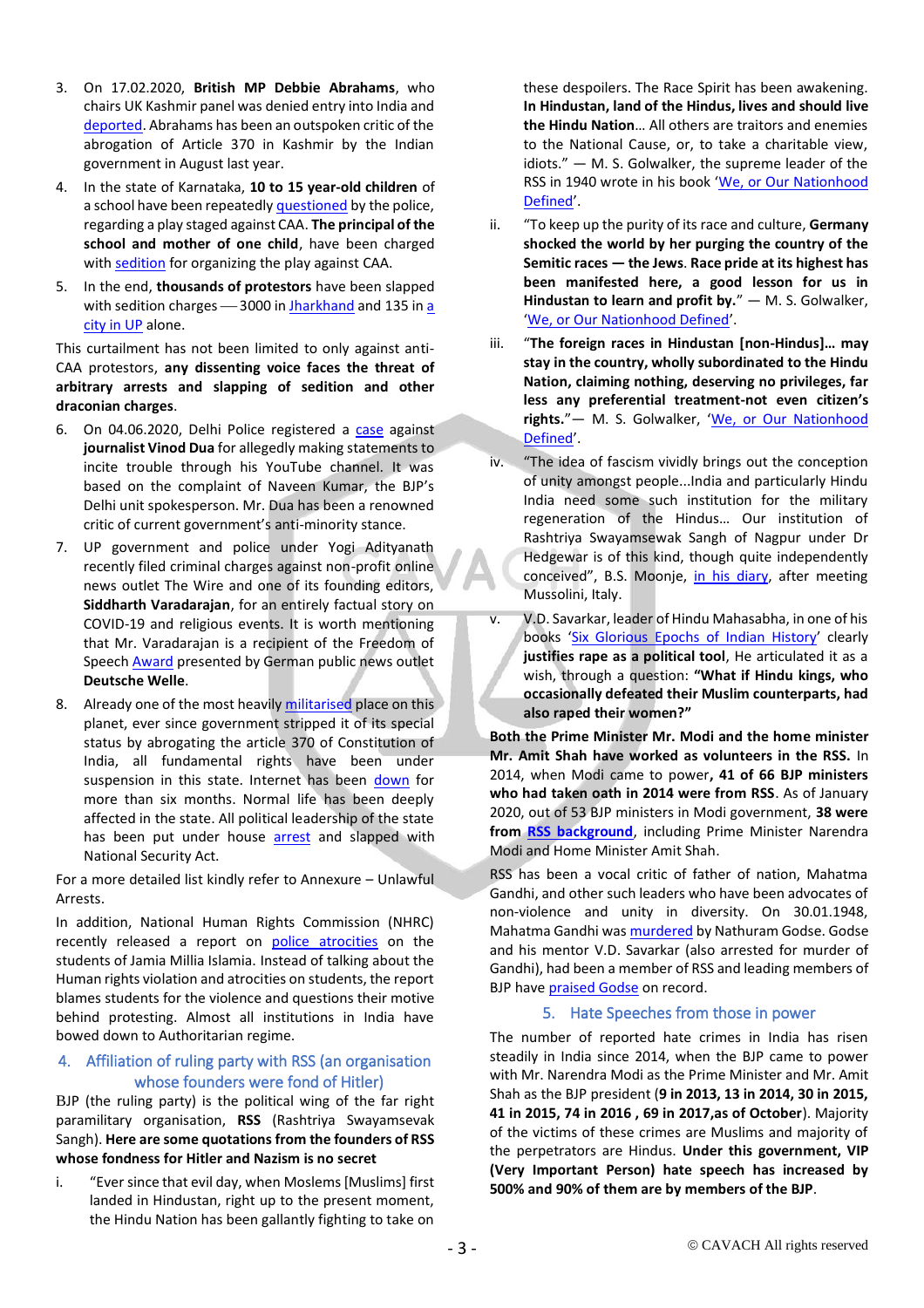3. On 17.02.2020, **British MP Debbie Abrahams**, who chairs UK Kashmir panel was denied entry into India and deported. Abrahams has been an outspoken critic of the abrogation of Article 370 in Kashmir by the Indian government in August last year.
4. In the state of Karnataka, **10 to 15 year-old children** of a school have been repeatedly questioned by the police, regarding a play staged against CAA. **The principal of the school and mother of one child**, have been charged with sedition for organizing the play against CAA.
5. In the end, **thousands of protestors** have been slapped with sedition charges — 3000 in Jharkhand and 135 in a city in UP alone.

This curtailment has not been limited to only against anti-CAA protestors, **any dissenting voice faces the threat of arbitrary arrests and slapping of sedition and other draconian charges**.

6. On 04.06.2020, Delhi Police registered a case against **journalist Vinod Dua** for allegedly making statements to incite trouble through his YouTube channel. It was based on the complaint of Naveen Kumar, the BJP's Delhi unit spokesperson. Mr. Dua has been a renowned critic of current government's anti-minority stance.
7. UP government and police under Yogi Adityanath recently filed criminal charges against non-profit online news outlet The Wire and one of its founding editors, **Siddharth Varadarajan**, for an entirely factual story on COVID-19 and religious events. It is worth mentioning that Mr. Varadarajan is a recipient of the Freedom of Speech Award presented by German public news outlet **Deutsche Welle**.
8. Already one of the most heavily militarised place on this planet, ever since government stripped it of its special status by abrogating the article 370 of Constitution of India, all fundamental rights have been under suspension in this state. Internet has been down for more than six months. Normal life has been deeply affected in the state. All political leadership of the state has been put under house arrest and slapped with National Security Act.

For a more detailed list kindly refer to Annexure – Unlawful Arrests.

In addition, National Human Rights Commission (NHRC) recently released a report on police atrocities on the students of Jamia Millia Islamia. Instead of talking about the Human rights violation and atrocities on students, the report blames students for the violence and questions their motive behind protesting. Almost all institutions in India have bowed down to Authoritarian regime.

## 4. Affiliation of ruling party with RSS (an organisation whose founders were fond of Hitler)

BJP (the ruling party) is the political wing of the far right paramilitary organisation, **RSS** (Rashtriya Swayamsevak Sangh). **Here are some quotations from the founders of RSS whose fondness for Hitler and Nazism is no secret**

i. "Ever since that evil day, when Moslems [Muslims] first landed in Hindustan, right up to the present moment, the Hindu Nation has been gallantly fighting to take on these despoilers. The Race Spirit has been awakening. **In Hindustan, land of the Hindus, lives and should live the Hindu Nation**… All others are traitors and enemies to the National Cause, or, to take a charitable view, idiots." — M. S. Golwalker, the supreme leader of the RSS in 1940 wrote in his book 'We, or Our Nationhood Defined'.
ii. "To keep up the purity of its race and culture, **Germany shocked the world by her purging the country of the Semitic races — the Jews. Race pride at its highest has been manifested here, a good lesson for us in Hindustan to learn and profit by.**" — M. S. Golwalker, 'We, or Our Nationhood Defined'.
iii. "**The foreign races in Hindustan [non-Hindus]… may stay in the country, wholly subordinated to the Hindu Nation, claiming nothing, deserving no privileges, far less any preferential treatment-not even citizen's rights.**"— M. S. Golwalker, 'We, or Our Nationhood Defined'.
iv. "The idea of fascism vividly brings out the conception of unity amongst people...India and particularly Hindu India need some such institution for the military regeneration of the Hindus… Our institution of Rashtriya Swayamsewak Sangh of Nagpur under Dr Hedgewar is of this kind, though quite independently conceived", B.S. Moonje, in his diary, after meeting Mussolini, Italy.
v. V.D. Savarkar, leader of Hindu Mahasabha, in one of his books 'Six Glorious Epochs of Indian History' clearly **justifies rape as a political tool**, He articulated it as a wish, through a question: **"What if Hindu kings, who occasionally defeated their Muslim counterparts, had also raped their women?"**

**Both the Prime Minister Mr. Modi and the home minister Mr. Amit Shah have worked as volunteers in the RSS.** In 2014, when Modi came to power**, 41 of 66 BJP ministers who had taken oath in 2014 were from RSS**. As of January 2020, out of 53 BJP ministers in Modi government, **38 were from RSS background**, including Prime Minister Narendra Modi and Home Minister Amit Shah.

RSS has been a vocal critic of father of nation, Mahatma Gandhi, and other such leaders who have been advocates of non-violence and unity in diversity. On 30.01.1948, Mahatma Gandhi was murdered by Nathuram Godse. Godse and his mentor V.D. Savarkar (also arrested for murder of Gandhi), had been a member of RSS and leading members of BJP have praised Godse on record.

## 5. Hate Speeches from those in power

The number of reported hate crimes in India has risen steadily in India since 2014, when the BJP came to power with Mr. Narendra Modi as the Prime Minister and Mr. Amit Shah as the BJP president (**9 in 2013, 13 in 2014, 30 in 2015, 41 in 2015, 74 in 2016 , 69 in 2017,as of October**). Majority of the victims of these crimes are Muslims and majority of the perpetrators are Hindus. **Under this government, VIP (Very Important Person) hate speech has increased by 500% and 90% of them are by members of the BJP**.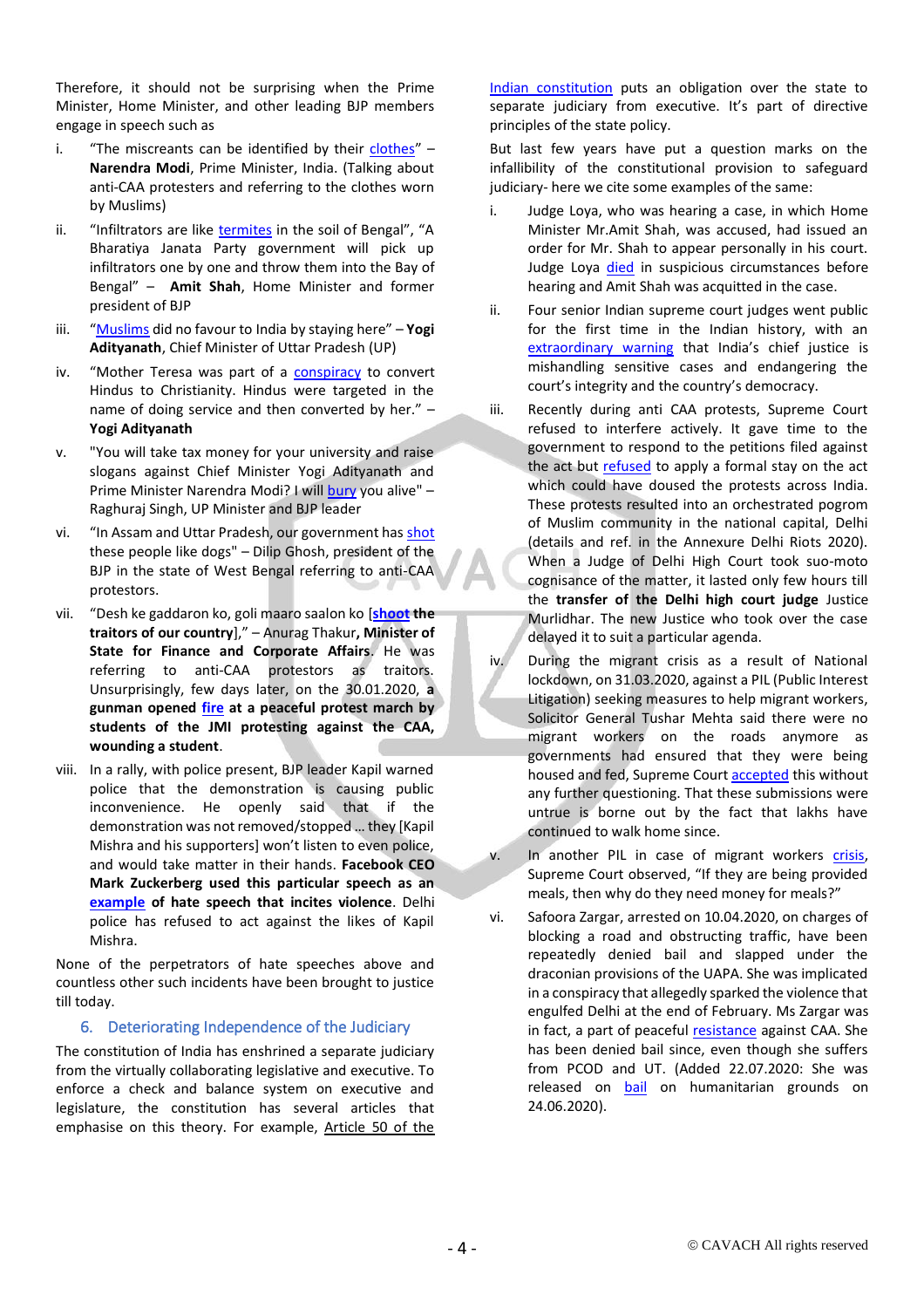Therefore, it should not be surprising when the Prime Minister, Home Minister, and other leading BJP members engage in speech such as

i. "The miscreants can be identified by their clothes" – **Narendra Modi**, Prime Minister, India. (Talking about anti-CAA protesters and referring to the clothes worn by Muslims)

ii. "Infiltrators are like termites in the soil of Bengal", "A Bharatiya Janata Party government will pick up infiltrators one by one and throw them into the Bay of Bengal" – **Amit Shah**, Home Minister and former president of BJP

iii. "Muslims did no favour to India by staying here" – **Yogi Adityanath**, Chief Minister of Uttar Pradesh (UP)

iv. "Mother Teresa was part of a conspiracy to convert Hindus to Christianity. Hindus were targeted in the name of doing service and then converted by her." – **Yogi Adityanath**

v. "You will take tax money for your university and raise slogans against Chief Minister Yogi Adityanath and Prime Minister Narendra Modi? I will bury you alive" – Raghuraj Singh, UP Minister and BJP leader

vi. "In Assam and Uttar Pradesh, our government has shot these people like dogs" – Dilip Ghosh, president of the BJP in the state of West Bengal referring to anti-CAA protestors.

vii. "Desh ke gaddaron ko, goli maaro saalon ko [**shoot the traitors of our country**]," – Anurag Thakur**, Minister of State for Finance and Corporate Affairs**. He was referring to anti-CAA protestors as traitors. Unsurprisingly, few days later, on the 30.01.2020, **a gunman opened fire at a peaceful protest march by students of the JMI protesting against the CAA, wounding a student**.

viii. In a rally, with police present, BJP leader Kapil warned police that the demonstration is causing public inconvenience. He openly said that if the demonstration was not removed/stopped ... they [Kapil Mishra and his supporters] won't listen to even police, and would take matter in their hands. **Facebook CEO Mark Zuckerberg used this particular speech as an example of hate speech that incites violence**. Delhi police has refused to act against the likes of Kapil Mishra.

None of the perpetrators of hate speeches above and countless other such incidents have been brought to justice till today.

## 6. Deteriorating Independence of the Judiciary

The constitution of India has enshrined a separate judiciary from the virtually collaborating legislative and executive. To enforce a check and balance system on executive and legislature, the constitution has several articles that emphasise on this theory. For example, Article 50 of the Indian constitution puts an obligation over the state to separate judiciary from executive. It's part of directive principles of the state policy.

But last few years have put a question marks on the infallibility of the constitutional provision to safeguard judiciary- here we cite some examples of the same:

i. Judge Loya, who was hearing a case, in which Home Minister Mr.Amit Shah, was accused, had issued an order for Mr. Shah to appear personally in his court. Judge Loya died in suspicious circumstances before hearing and Amit Shah was acquitted in the case.

ii. Four senior Indian supreme court judges went public for the first time in the Indian history, with an extraordinary warning that India's chief justice is mishandling sensitive cases and endangering the court's integrity and the country's democracy.

iii. Recently during anti CAA protests, Supreme Court refused to interfere actively. It gave time to the government to respond to the petitions filed against the act but refused to apply a formal stay on the act which could have doused the protests across India. These protests resulted into an orchestrated pogrom of Muslim community in the national capital, Delhi (details and ref. in the Annexure Delhi Riots 2020). When a Judge of Delhi High Court took suo-moto cognisance of the matter, it lasted only few hours till the **transfer of the Delhi high court judge** Justice Murlidhar. The new Justice who took over the case delayed it to suit a particular agenda.

iv. During the migrant crisis as a result of National lockdown, on 31.03.2020, against a PIL (Public Interest Litigation) seeking measures to help migrant workers, Solicitor General Tushar Mehta said there were no migrant workers on the roads anymore as governments had ensured that they were being housed and fed, Supreme Court accepted this without any further questioning. That these submissions were untrue is borne out by the fact that lakhs have continued to walk home since.

v. In another PIL in case of migrant workers crisis, Supreme Court observed, "If they are being provided meals, then why do they need money for meals?"

vi. Safoora Zargar, arrested on 10.04.2020, on charges of blocking a road and obstructing traffic, have been repeatedly denied bail and slapped under the draconian provisions of the UAPA. She was implicated in a conspiracy that allegedly sparked the violence that engulfed Delhi at the end of February. Ms Zargar was in fact, a part of peaceful resistance against CAA. She has been denied bail since, even though she suffers from PCOD and UT. (Added 22.07.2020: She was released on bail on humanitarian grounds on 24.06.2020).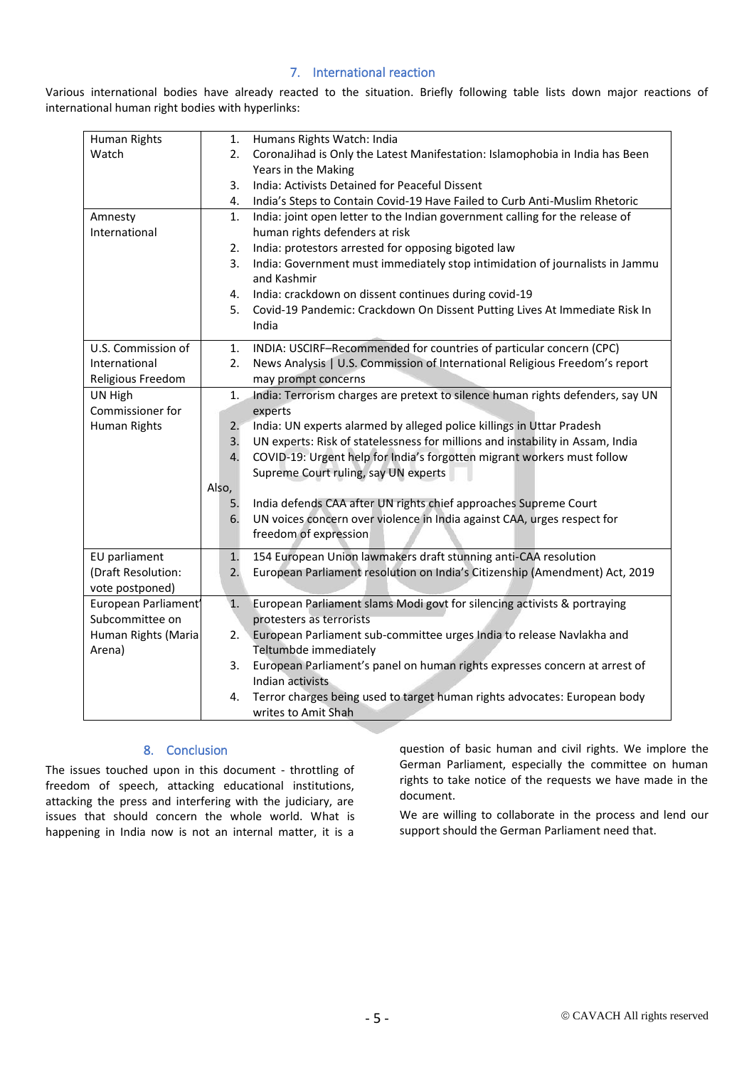## 7. International reaction

Various international bodies have already reacted to the situation. Briefly following table lists down major reactions of international human right bodies with hyperlinks:

| | |
|---|---|
| Human Rights Watch | 1. Humans Rights Watch: India<br>2. CoronaJihad is Only the Latest Manifestation: Islamophobia in India has Been Years in the Making<br>3. India: Activists Detained for Peaceful Dissent<br>4. India's Steps to Contain Covid-19 Have Failed to Curb Anti-Muslim Rhetoric |
| Amnesty International | 1. India: joint open letter to the Indian government calling for the release of human rights defenders at risk<br>2. India: protestors arrested for opposing bigoted law<br>3. India: Government must immediately stop intimidation of journalists in Jammu and Kashmir<br>4. India: crackdown on dissent continues during covid-19<br>5. Covid-19 Pandemic: Crackdown On Dissent Putting Lives At Immediate Risk In India |
| U.S. Commission of International Religious Freedom | 1. INDIA: USCIRF–Recommended for countries of particular concern (CPC)<br>2. News Analysis \| U.S. Commission of International Religious Freedom's report may prompt concerns |
| UN High Commissioner for Human Rights | 1. India: Terrorism charges are pretext to silence human rights defenders, say UN experts<br>2. India: UN experts alarmed by alleged police killings in Uttar Pradesh<br>3. UN experts: Risk of statelessness for millions and instability in Assam, India<br>4. COVID-19: Urgent help for India's forgotten migrant workers must follow Supreme Court ruling, say UN experts<br>Also,<br>5. India defends CAA after UN rights chief approaches Supreme Court<br>6. UN voices concern over violence in India against CAA, urges respect for freedom of expression |
| EU parliament (Draft Resolution: vote postponed) | 1. 154 European Union lawmakers draft stunning anti-CAA resolution<br>2. European Parliament resolution on India's Citizenship (Amendment) Act, 2019 |
| European Parliament' Subcommittee on Human Rights (Maria Arena) | 1. European Parliament slams Modi govt for silencing activists & portraying protesters as terrorists<br>2. European Parliament sub-committee urges India to release Navlakha and Teltumbde immediately<br>3. European Parliament's panel on human rights expresses concern at arrest of Indian activists<br>4. Terror charges being used to target human rights advocates: European body writes to Amit Shah |

## 8. Conclusion

The issues touched upon in this document - throttling of freedom of speech, attacking educational institutions, attacking the press and interfering with the judiciary, are issues that should concern the whole world. What is happening in India now is not an internal matter, it is a question of basic human and civil rights. We implore the German Parliament, especially the committee on human rights to take notice of the requests we have made in the document.

We are willing to collaborate in the process and lend our support should the German Parliament need that.